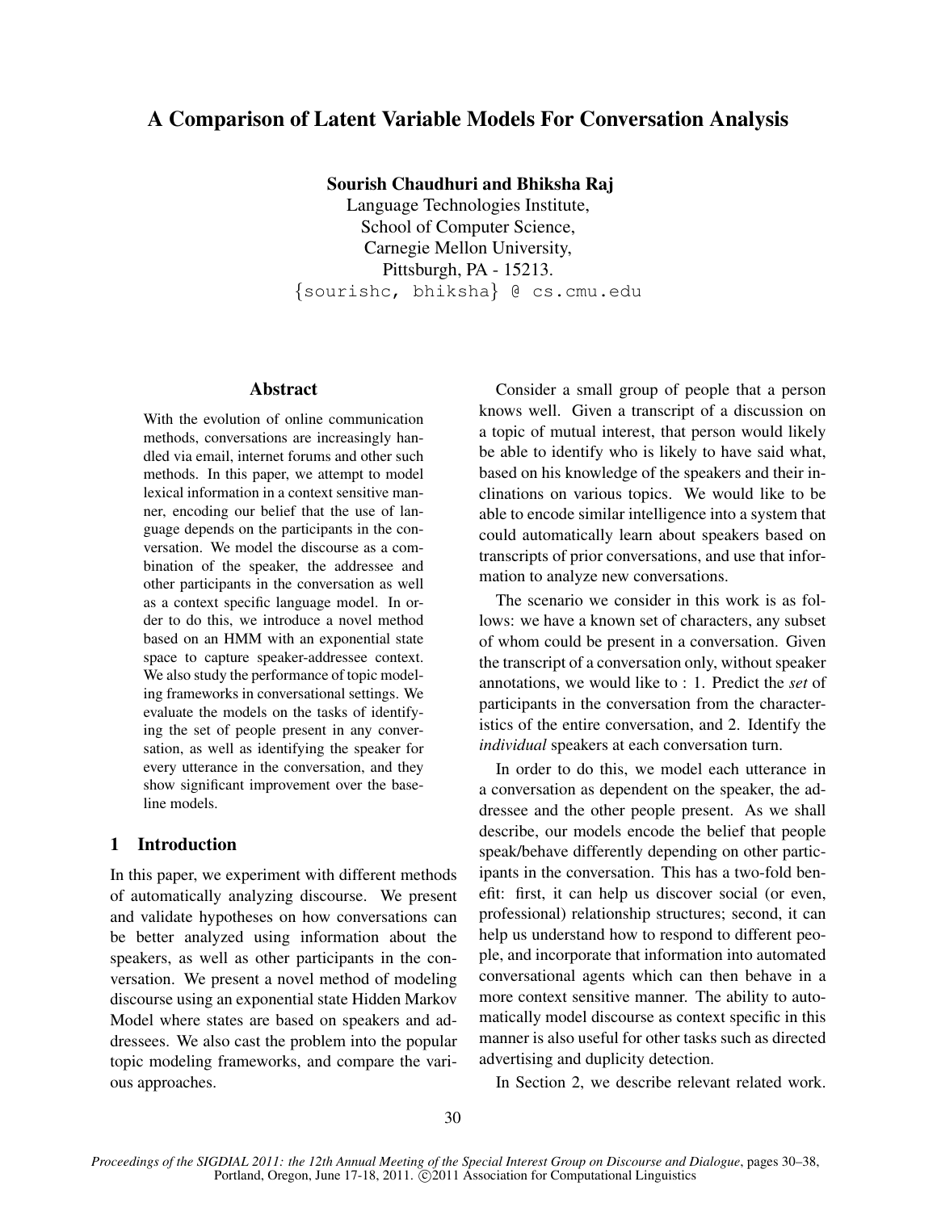# A Comparison of Latent Variable Models For Conversation Analysis

**Sourish Chaudhuri and Bhiksha Raj**
Language Technologies Institute,
School of Computer Science,
Carnegie Mellon University,
Pittsburgh, PA - 15213.
{sourishc, bhiksha} @ cs.cmu.edu

## Abstract

With the evolution of online communication methods, conversations are increasingly handled via email, internet forums and other such methods. In this paper, we attempt to model lexical information in a context sensitive manner, encoding our belief that the use of language depends on the participants in the conversation. We model the discourse as a combination of the speaker, the addressee and other participants in the conversation as well as a context specific language model. In order to do this, we introduce a novel method based on an HMM with an exponential state space to capture speaker-addressee context. We also study the performance of topic modeling frameworks in conversational settings. We evaluate the models on the tasks of identifying the set of people present in any conversation, as well as identifying the speaker for every utterance in the conversation, and they show significant improvement over the baseline models.

## 1 Introduction

In this paper, we experiment with different methods of automatically analyzing discourse. We present and validate hypotheses on how conversations can be better analyzed using information about the speakers, as well as other participants in the conversation. We present a novel method of modeling discourse using an exponential state Hidden Markov Model where states are based on speakers and addressees. We also cast the problem into the popular topic modeling frameworks, and compare the various approaches.

Consider a small group of people that a person knows well. Given a transcript of a discussion on a topic of mutual interest, that person would likely be able to identify who is likely to have said what, based on his knowledge of the speakers and their inclinations on various topics. We would like to be able to encode similar intelligence into a system that could automatically learn about speakers based on transcripts of prior conversations, and use that information to analyze new conversations.

The scenario we consider in this work is as follows: we have a known set of characters, any subset of whom could be present in a conversation. Given the transcript of a conversation only, without speaker annotations, we would like to : 1. Predict the *set* of participants in the conversation from the characteristics of the entire conversation, and 2. Identify the *individual* speakers at each conversation turn.

In order to do this, we model each utterance in a conversation as dependent on the speaker, the addressee and the other people present. As we shall describe, our models encode the belief that people speak/behave differently depending on other participants in the conversation. This has a two-fold benefit: first, it can help us discover social (or even, professional) relationship structures; second, it can help us understand how to respond to different people, and incorporate that information into automated conversational agents which can then behave in a more context sensitive manner. The ability to automatically model discourse as context specific in this manner is also useful for other tasks such as directed advertising and duplicity detection.

In Section 2, we describe relevant related work.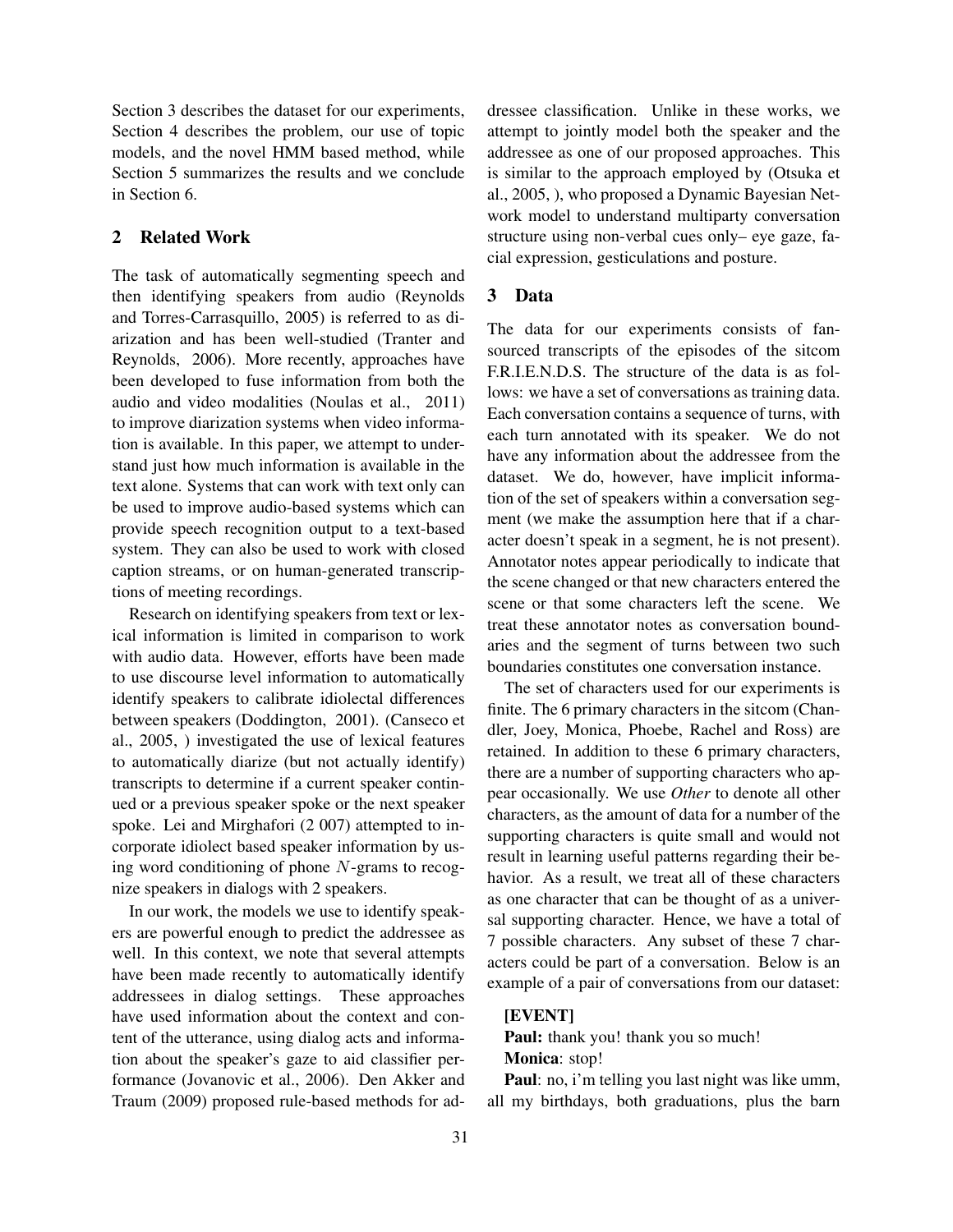Section 3 describes the dataset for our experiments, Section 4 describes the problem, our use of topic models, and the novel HMM based method, while Section 5 summarizes the results and we conclude in Section 6.

## 2 Related Work

The task of automatically segmenting speech and then identifying speakers from audio (Reynolds and Torres-Carrasquillo, 2005) is referred to as diarization and has been well-studied (Tranter and Reynolds, 2006). More recently, approaches have been developed to fuse information from both the audio and video modalities (Noulas et al., 2011) to improve diarization systems when video information is available. In this paper, we attempt to understand just how much information is available in the text alone. Systems that can work with text only can be used to improve audio-based systems which can provide speech recognition output to a text-based system. They can also be used to work with closed caption streams, or on human-generated transcriptions of meeting recordings.

Research on identifying speakers from text or lexical information is limited in comparison to work with audio data. However, efforts have been made to use discourse level information to automatically identify speakers to calibrate idiolectal differences between speakers (Doddington, 2001). (Canseco et al., 2005, ) investigated the use of lexical features to automatically diarize (but not actually identify) transcripts to determine if a current speaker continued or a previous speaker spoke or the next speaker spoke. Lei and Mirghafori (2 007) attempted to incorporate idiolect based speaker information by using word conditioning of phone $N$-grams to recognize speakers in dialogs with 2 speakers.

In our work, the models we use to identify speakers are powerful enough to predict the addressee as well. In this context, we note that several attempts have been made recently to automatically identify addressees in dialog settings. These approaches have used information about the context and content of the utterance, using dialog acts and information about the speaker's gaze to aid classifier performance (Jovanovic et al., 2006). Den Akker and Traum (2009) proposed rule-based methods for addressee classification. Unlike in these works, we attempt to jointly model both the speaker and the addressee as one of our proposed approaches. This is similar to the approach employed by (Otsuka et al., 2005, ), who proposed a Dynamic Bayesian Network model to understand multiparty conversation structure using non-verbal cues only– eye gaze, facial expression, gesticulations and posture.

## 3 Data

The data for our experiments consists of fan-sourced transcripts of the episodes of the sitcom F.R.I.E.N.D.S. The structure of the data is as follows: we have a set of conversations as training data. Each conversation contains a sequence of turns, with each turn annotated with its speaker. We do not have any information about the addressee from the dataset. We do, however, have implicit information of the set of speakers within a conversation segment (we make the assumption here that if a character doesn't speak in a segment, he is not present). Annotator notes appear periodically to indicate that the scene changed or that new characters entered the scene or that some characters left the scene. We treat these annotator notes as conversation boundaries and the segment of turns between two such boundaries constitutes one conversation instance.

The set of characters used for our experiments is finite. The 6 primary characters in the sitcom (Chandler, Joey, Monica, Phoebe, Rachel and Ross) are retained. In addition to these 6 primary characters, there are a number of supporting characters who appear occasionally. We use *Other* to denote all other characters, as the amount of data for a number of the supporting characters is quite small and would not result in learning useful patterns regarding their behavior. As a result, we treat all of these characters as one character that can be thought of as a universal supporting character. Hence, we have a total of 7 possible characters. Any subset of these 7 characters could be part of a conversation. Below is an example of a pair of conversations from our dataset:

**[EVENT]**
**Paul:** thank you! thank you so much!
**Monica**: stop!
**Paul**: no, i'm telling you last night was like umm, all my birthdays, both graduations, plus the barn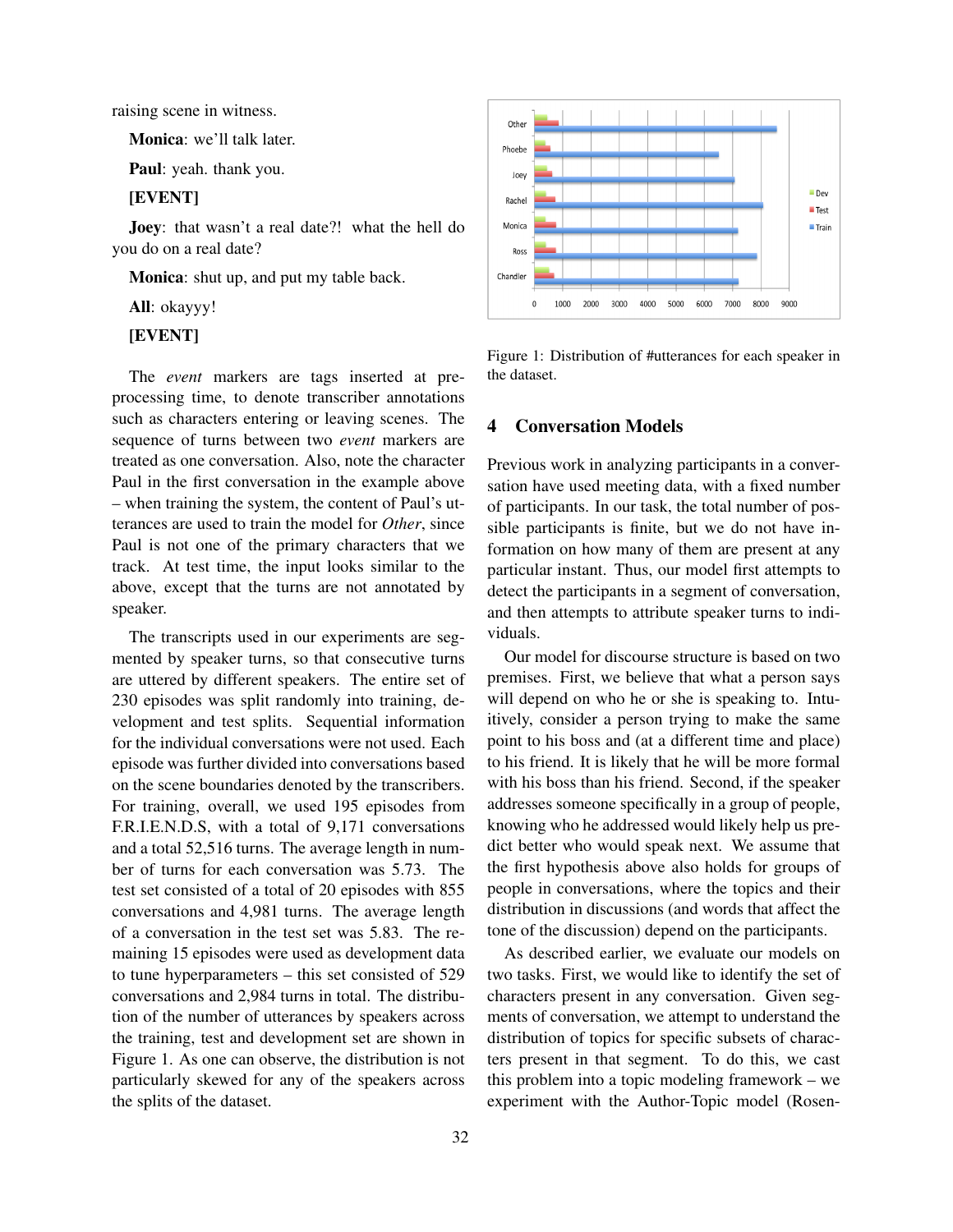raising scene in witness.

**Monica**: we'll talk later.

**Paul**: yeah. thank you.

**[EVENT]**

**Joey**: that wasn't a real date?! what the hell do you do on a real date?

**Monica**: shut up, and put my table back.

**All**: okayyy!

**[EVENT]**

The *event* markers are tags inserted at preprocessing time, to denote transcriber annotations such as characters entering or leaving scenes. The sequence of turns between two *event* markers are treated as one conversation. Also, note the character Paul in the first conversation in the example above – when training the system, the content of Paul's utterances are used to train the model for *Other*, since Paul is not one of the primary characters that we track. At test time, the input looks similar to the above, except that the turns are not annotated by speaker.

The transcripts used in our experiments are segmented by speaker turns, so that consecutive turns are uttered by different speakers. The entire set of 230 episodes was split randomly into training, development and test splits. Sequential information for the individual conversations were not used. Each episode was further divided into conversations based on the scene boundaries denoted by the transcribers. For training, overall, we used 195 episodes from F.R.I.E.N.D.S, with a total of 9,171 conversations and a total 52,516 turns. The average length in number of turns for each conversation was 5.73. The test set consisted of a total of 20 episodes with 855 conversations and 4,981 turns. The average length of a conversation in the test set was 5.83. The remaining 15 episodes were used as development data to tune hyperparameters – this set consisted of 529 conversations and 2,984 turns in total. The distribution of the number of utterances by speakers across the training, test and development set are shown in Figure 1. As one can observe, the distribution is not particularly skewed for any of the speakers across the splits of the dataset.

Figure 1: Distribution of #utterances for each speaker in the dataset.

## 4 Conversation Models

Previous work in analyzing participants in a conversation have used meeting data, with a fixed number of participants. In our task, the total number of possible participants is finite, but we do not have information on how many of them are present at any particular instant. Thus, our model first attempts to detect the participants in a segment of conversation, and then attempts to attribute speaker turns to individuals.

Our model for discourse structure is based on two premises. First, we believe that what a person says will depend on who he or she is speaking to. Intuitively, consider a person trying to make the same point to his boss and (at a different time and place) to his friend. It is likely that he will be more formal with his boss than his friend. Second, if the speaker addresses someone specifically in a group of people, knowing who he addressed would likely help us predict better who would speak next. We assume that the first hypothesis above also holds for groups of people in conversations, where the topics and their distribution in discussions (and words that affect the tone of the discussion) depend on the participants.

As described earlier, we evaluate our models on two tasks. First, we would like to identify the set of characters present in any conversation. Given segments of conversation, we attempt to understand the distribution of topics for specific subsets of characters present in that segment. To do this, we cast this problem into a topic modeling framework – we experiment with the Author-Topic model (Rosen-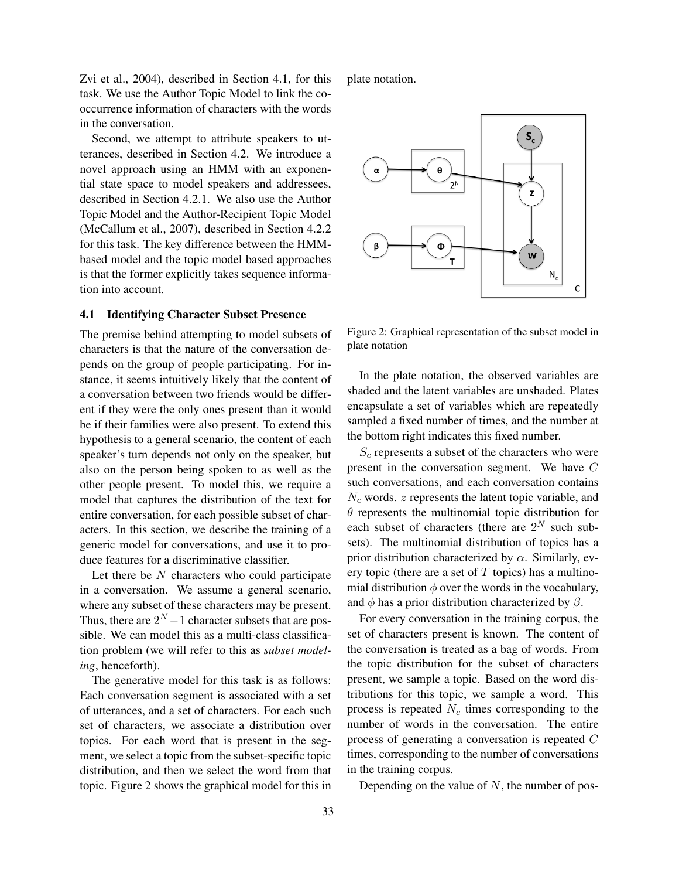Zvi et al., 2004), described in Section 4.1, for this task. We use the Author Topic Model to link the co-occurrence information of characters with the words in the conversation.

Second, we attempt to attribute speakers to utterances, described in Section 4.2. We introduce a novel approach using an HMM with an exponential state space to model speakers and addressees, described in Section 4.2.1. We also use the Author Topic Model and the Author-Recipient Topic Model (McCallum et al., 2007), described in Section 4.2.2 for this task. The key difference between the HMM-based model and the topic model based approaches is that the former explicitly takes sequence information into account.

### 4.1 Identifying Character Subset Presence

The premise behind attempting to model subsets of characters is that the nature of the conversation depends on the group of people participating. For instance, it seems intuitively likely that the content of a conversation between two friends would be different if they were the only ones present than it would be if their families were also present. To extend this hypothesis to a general scenario, the content of each speaker's turn depends not only on the speaker, but also on the person being spoken to as well as the other people present. To model this, we require a model that captures the distribution of the text for entire conversation, for each possible subset of characters. In this section, we describe the training of a generic model for conversations, and use it to produce features for a discriminative classifier.

Let there be $N$ characters who could participate in a conversation. We assume a general scenario, where any subset of these characters may be present. Thus, there are $2^N - 1$ character subsets that are possible. We can model this as a multi-class classification problem (we will refer to this as *subset modeling*, henceforth).

The generative model for this task is as follows: Each conversation segment is associated with a set of utterances, and a set of characters. For each such set of characters, we associate a distribution over topics. For each word that is present in the segment, we select a topic from the subset-specific topic distribution, and then we select the word from that topic. Figure 2 shows the graphical model for this in plate notation.

Figure 2: Graphical representation of the subset model in plate notation

In the plate notation, the observed variables are shaded and the latent variables are unshaded. Plates encapsulate a set of variables which are repeatedly sampled a fixed number of times, and the number at the bottom right indicates this fixed number.

$S_c$ represents a subset of the characters who were present in the conversation segment. We have $C$ such conversations, and each conversation contains $N_c$ words. $z$ represents the latent topic variable, and $\theta$ represents the multinomial topic distribution for each subset of characters (there are $2^N$ such subsets). The multinomial distribution of topics has a prior distribution characterized by $\alpha$. Similarly, every topic (there are a set of $T$ topics) has a multinomial distribution $\phi$ over the words in the vocabulary, and $\phi$ has a prior distribution characterized by $\beta$.

For every conversation in the training corpus, the set of characters present is known. The content of the conversation is treated as a bag of words. From the topic distribution for the subset of characters present, we sample a topic. Based on the word distributions for this topic, we sample a word. This process is repeated $N_c$ times corresponding to the number of words in the conversation. The entire process of generating a conversation is repeated $C$ times, corresponding to the number of conversations in the training corpus.

Depending on the value of $N$, the number of pos-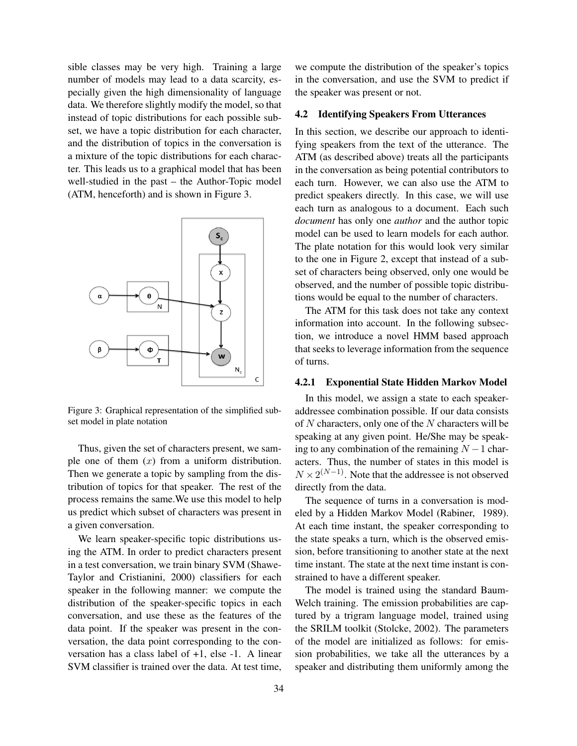sible classes may be very high. Training a large number of models may lead to a data scarcity, especially given the high dimensionality of language data. We therefore slightly modify the model, so that instead of topic distributions for each possible subset, we have a topic distribution for each character, and the distribution of topics in the conversation is a mixture of the topic distributions for each character. This leads us to a graphical model that has been well-studied in the past – the Author-Topic model (ATM, henceforth) and is shown in Figure 3.

Figure 3: Graphical representation of the simplified subset model in plate notation

Thus, given the set of characters present, we sample one of them ($x$) from a uniform distribution. Then we generate a topic by sampling from the distribution of topics for that speaker. The rest of the process remains the same.We use this model to help us predict which subset of characters was present in a given conversation.

We learn speaker-specific topic distributions using the ATM. In order to predict characters present in a test conversation, we train binary SVM (Shawe-Taylor and Cristianini, 2000) classifiers for each speaker in the following manner: we compute the distribution of the speaker-specific topics in each conversation, and use these as the features of the data point. If the speaker was present in the conversation, the data point corresponding to the conversation has a class label of +1, else -1. A linear SVM classifier is trained over the data. At test time, we compute the distribution of the speaker's topics in the conversation, and use the SVM to predict if the speaker was present or not.

### 4.2 Identifying Speakers From Utterances

In this section, we describe our approach to identifying speakers from the text of the utterance. The ATM (as described above) treats all the participants in the conversation as being potential contributors to each turn. However, we can also use the ATM to predict speakers directly. In this case, we will use each turn as analogous to a document. Each such *document* has only one *author* and the author topic model can be used to learn models for each author. The plate notation for this would look very similar to the one in Figure 2, except that instead of a subset of characters being observed, only one would be observed, and the number of possible topic distributions would be equal to the number of characters.

The ATM for this task does not take any context information into account. In the following subsection, we introduce a novel HMM based approach that seeks to leverage information from the sequence of turns.

#### 4.2.1 Exponential State Hidden Markov Model

In this model, we assign a state to each speaker-addressee combination possible. If our data consists of $N$ characters, only one of the $N$ characters will be speaking at any given point. He/She may be speaking to any combination of the remaining $N-1$ characters. Thus, the number of states in this model is $N \times 2^{(N-1)}$. Note that the addressee is not observed directly from the data.

The sequence of turns in a conversation is modeled by a Hidden Markov Model (Rabiner, 1989). At each time instant, the speaker corresponding to the state speaks a turn, which is the observed emission, before transitioning to another state at the next time instant. The state at the next time instant is constrained to have a different speaker.

The model is trained using the standard Baum-Welch training. The emission probabilities are captured by a trigram language model, trained using the SRILM toolkit (Stolcke, 2002). The parameters of the model are initialized as follows: for emission probabilities, we take all the utterances by a speaker and distributing them uniformly among the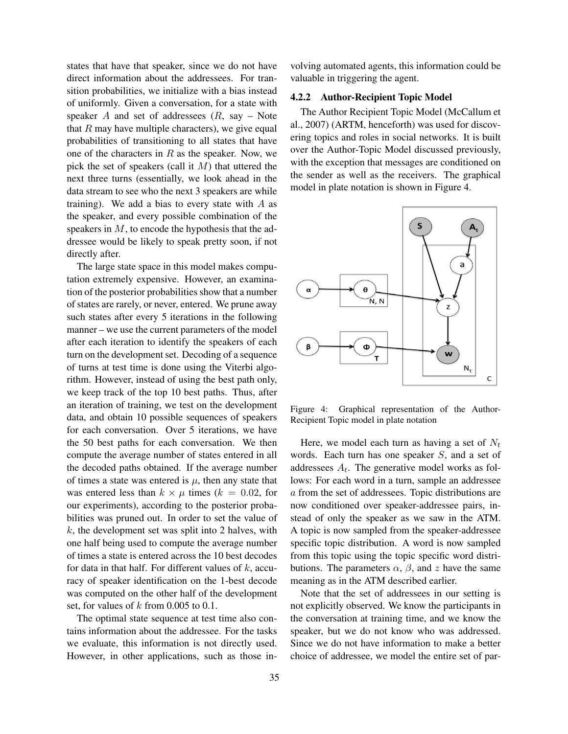states that have that speaker, since we do not have direct information about the addressees. For transition probabilities, we initialize with a bias instead of uniformly. Given a conversation, for a state with speaker $A$ and set of addressees ($R$, say – Note that $R$ may have multiple characters), we give equal probabilities of transitioning to all states that have one of the characters in $R$ as the speaker. Now, we pick the set of speakers (call it $M$) that uttered the next three turns (essentially, we look ahead in the data stream to see who the next 3 speakers are while training). We add a bias to every state with $A$ as the speaker, and every possible combination of the speakers in $M$, to encode the hypothesis that the addressee would be likely to speak pretty soon, if not directly after.

The large state space in this model makes computation extremely expensive. However, an examination of the posterior probabilities show that a number of states are rarely, or never, entered. We prune away such states after every 5 iterations in the following manner – we use the current parameters of the model after each iteration to identify the speakers of each turn on the development set. Decoding of a sequence of turns at test time is done using the Viterbi algorithm. However, instead of using the best path only, we keep track of the top 10 best paths. Thus, after an iteration of training, we test on the development data, and obtain 10 possible sequences of speakers for each conversation. Over 5 iterations, we have the 50 best paths for each conversation. We then compute the average number of states entered in all the decoded paths obtained. If the average number of times a state was entered is $\mu$, then any state that was entered less than $k \times \mu$ times ($k = 0.02$, for our experiments), according to the posterior probabilities was pruned out. In order to set the value of $k$, the development set was split into 2 halves, with one half being used to compute the average number of times a state is entered across the 10 best decodes for data in that half. For different values of $k$, accuracy of speaker identification on the 1-best decode was computed on the other half of the development set, for values of $k$ from 0.005 to 0.1.

The optimal state sequence at test time also contains information about the addressee. For the tasks we evaluate, this information is not directly used. However, in other applications, such as those involving automated agents, this information could be valuable in triggering the agent.

#### 4.2.2 Author-Recipient Topic Model

The Author Recipient Topic Model (McCallum et al., 2007) (ARTM, henceforth) was used for discovering topics and roles in social networks. It is built over the Author-Topic Model discussed previously, with the exception that messages are conditioned on the sender as well as the receivers. The graphical model in plate notation is shown in Figure 4.

Figure 4: Graphical representation of the Author-Recipient Topic model in plate notation

Here, we model each turn as having a set of $N_t$ words. Each turn has one speaker $S$, and a set of addressees $A_t$. The generative model works as follows: For each word in a turn, sample an addressee $a$ from the set of addressees. Topic distributions are now conditioned over speaker-addressee pairs, instead of only the speaker as we saw in the ATM. A topic is now sampled from the speaker-addressee specific topic distribution. A word is now sampled from this topic using the topic specific word distributions. The parameters $\alpha$, $\beta$, and $z$ have the same meaning as in the ATM described earlier.

Note that the set of addressees in our setting is not explicitly observed. We know the participants in the conversation at training time, and we know the speaker, but we do not know who was addressed. Since we do not have information to make a better choice of addressee, we model the entire set of par-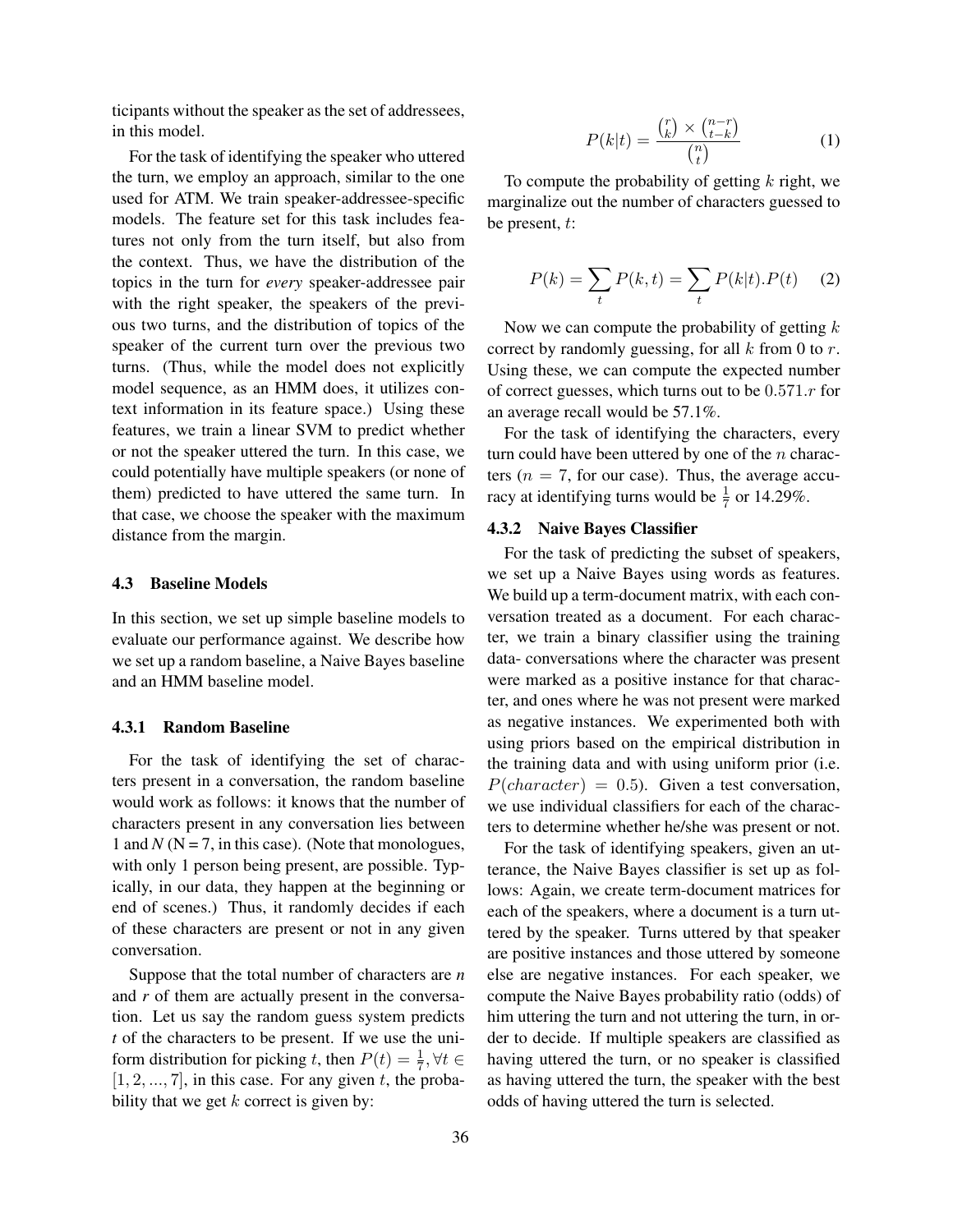ticipants without the speaker as the set of addressees, in this model.

For the task of identifying the speaker who uttered the turn, we employ an approach, similar to the one used for ATM. We train speaker-addressee-specific models. The feature set for this task includes features not only from the turn itself, but also from the context. Thus, we have the distribution of the topics in the turn for *every* speaker-addressee pair with the right speaker, the speakers of the previous two turns, and the distribution of topics of the speaker of the current turn over the previous two turns. (Thus, while the model does not explicitly model sequence, as an HMM does, it utilizes context information in its feature space.) Using these features, we train a linear SVM to predict whether or not the speaker uttered the turn. In this case, we could potentially have multiple speakers (or none of them) predicted to have uttered the same turn. In that case, we choose the speaker with the maximum distance from the margin.

### 4.3 Baseline Models

In this section, we set up simple baseline models to evaluate our performance against. We describe how we set up a random baseline, a Naive Bayes baseline and an HMM baseline model.

#### 4.3.1 Random Baseline

For the task of identifying the set of characters present in a conversation, the random baseline would work as follows: it knows that the number of characters present in any conversation lies between 1 and *N* (N = 7, in this case). (Note that monologues, with only 1 person being present, are possible. Typically, in our data, they happen at the beginning or end of scenes.) Thus, it randomly decides if each of these characters are present or not in any given conversation.

Suppose that the total number of characters are *n* and *r* of them are actually present in the conversation. Let us say the random guess system predicts *t* of the characters to be present. If we use the uniform distribution for picking $t$, then $P(t) = \frac{1}{7}, \forall t \in [1, 2, ..., 7]$, in this case. For any given $t$, the probability that we get $k$ correct is given by:

$$P(k|t) = \frac{\binom{r}{k} \times \binom{n-r}{t-k}}{\binom{n}{t}} \quad (1)$$

To compute the probability of getting $k$ right, we marginalize out the number of characters guessed to be present, $t$:

$$P(k) = \sum_t P(k,t) = \sum_t P(k|t).P(t) \quad (2)$$

Now we can compute the probability of getting $k$ correct by randomly guessing, for all $k$ from 0 to $r$. Using these, we can compute the expected number of correct guesses, which turns out to be $0.571.r$ for an average recall would be 57.1%.

For the task of identifying the characters, every turn could have been uttered by one of the $n$ characters ($n = 7$, for our case). Thus, the average accuracy at identifying turns would be $\frac{1}{7}$ or 14.29%.

#### 4.3.2 Naive Bayes Classifier

For the task of predicting the subset of speakers, we set up a Naive Bayes using words as features. We build up a term-document matrix, with each conversation treated as a document. For each character, we train a binary classifier using the training data- conversations where the character was present were marked as a positive instance for that character, and ones where he was not present were marked as negative instances. We experimented both with using priors based on the empirical distribution in the training data and with using uniform prior (i.e. $P(character) = 0.5$). Given a test conversation, we use individual classifiers for each of the characters to determine whether he/she was present or not.

For the task of identifying speakers, given an utterance, the Naive Bayes classifier is set up as follows: Again, we create term-document matrices for each of the speakers, where a document is a turn uttered by the speaker. Turns uttered by that speaker are positive instances and those uttered by someone else are negative instances. For each speaker, we compute the Naive Bayes probability ratio (odds) of him uttering the turn and not uttering the turn, in order to decide. If multiple speakers are classified as having uttered the turn, or no speaker is classified as having uttered the turn, the speaker with the best odds of having uttered the turn is selected.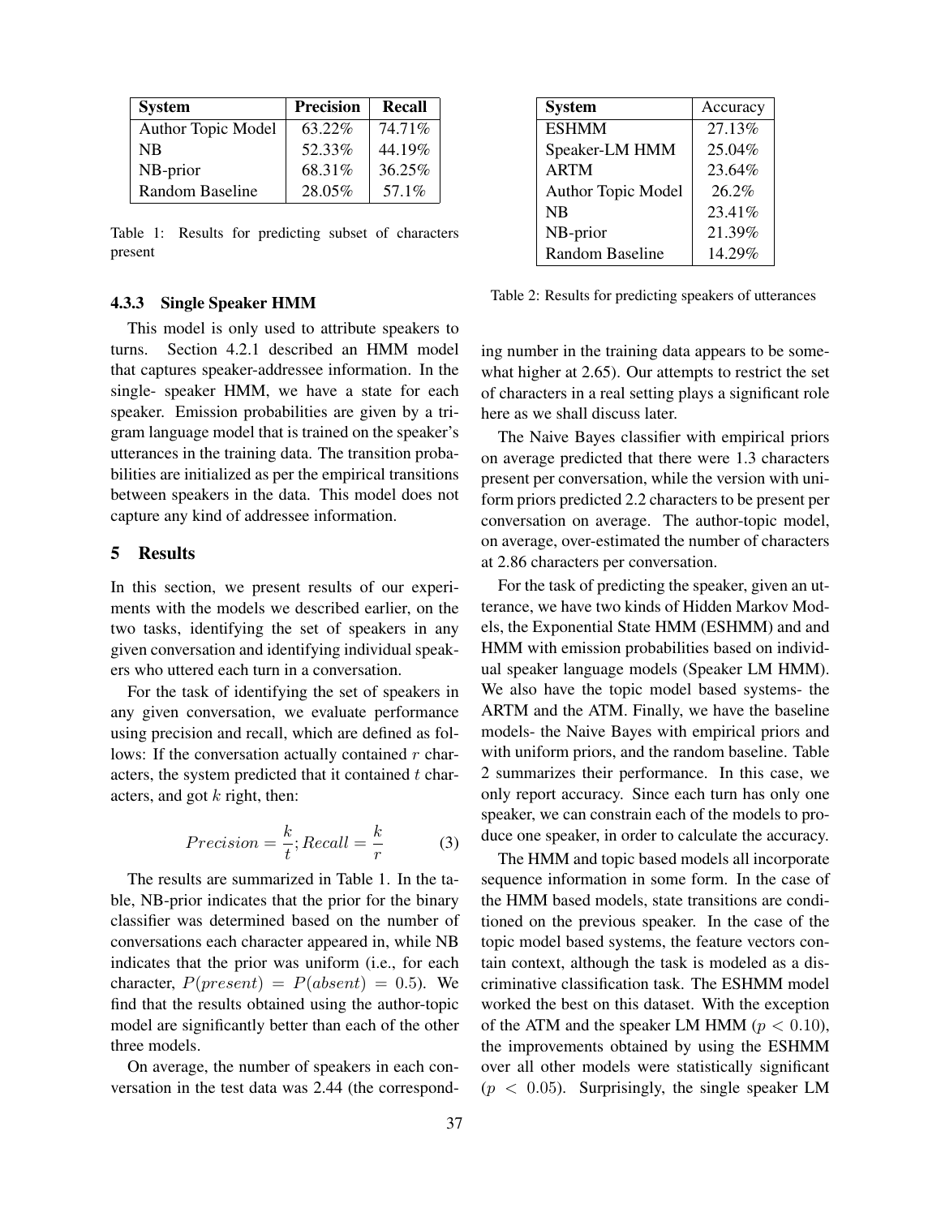| System | Precision | Recall |
| --- | --- | --- |
| Author Topic Model | 63.22% | 74.71% |
| NB | 52.33% | 44.19% |
| NB-prior | 68.31% | 36.25% |
| Random Baseline | 28.05% | 57.1% |

Table 1: Results for predicting subset of characters present

#### 4.3.3 Single Speaker HMM

This model is only used to attribute speakers to turns. Section 4.2.1 described an HMM model that captures speaker-addressee information. In the single- speaker HMM, we have a state for each speaker. Emission probabilities are given by a trigram language model that is trained on the speaker's utterances in the training data. The transition probabilities are initialized as per the empirical transitions between speakers in the data. This model does not capture any kind of addressee information.

## 5 Results

In this section, we present results of our experiments with the models we described earlier, on the two tasks, identifying the set of speakers in any given conversation and identifying individual speakers who uttered each turn in a conversation.

For the task of identifying the set of speakers in any given conversation, we evaluate performance using precision and recall, which are defined as follows: If the conversation actually contained $r$ characters, the system predicted that it contained $t$ characters, and got $k$ right, then:

$$Precision = \frac{k}{t}; Recall = \frac{k}{r} \quad (3)$$

The results are summarized in Table 1. In the table, NB-prior indicates that the prior for the binary classifier was determined based on the number of conversations each character appeared in, while NB indicates that the prior was uniform (i.e., for each character, $P(present) = P(absent) = 0.5$). We find that the results obtained using the author-topic model are significantly better than each of the other three models.

On average, the number of speakers in each conversation in the test data was 2.44 (the corresponding number in the training data appears to be somewhat higher at 2.65). Our attempts to restrict the set of characters in a real setting plays a significant role here as we shall discuss later.

| System | Accuracy |
| --- | --- |
| ESHMM | 27.13% |
| Speaker-LM HMM | 25.04% |
| ARTM | 23.64% |
| Author Topic Model | 26.2% |
| NB | 23.41% |
| NB-prior | 21.39% |
| Random Baseline | 14.29% |

Table 2: Results for predicting speakers of utterances

The Naive Bayes classifier with empirical priors on average predicted that there were 1.3 characters present per conversation, while the version with uniform priors predicted 2.2 characters to be present per conversation on average. The author-topic model, on average, over-estimated the number of characters at 2.86 characters per conversation.

For the task of predicting the speaker, given an utterance, we have two kinds of Hidden Markov Models, the Exponential State HMM (ESHMM) and and HMM with emission probabilities based on individual speaker language models (Speaker LM HMM). We also have the topic model based systems- the ARTM and the ATM. Finally, we have the baseline models- the Naive Bayes with empirical priors and with uniform priors, and the random baseline. Table 2 summarizes their performance. In this case, we only report accuracy. Since each turn has only one speaker, we can constrain each of the models to produce one speaker, in order to calculate the accuracy.

The HMM and topic based models all incorporate sequence information in some form. In the case of the HMM based models, state transitions are conditioned on the previous speaker. In the case of the topic model based systems, the feature vectors contain context, although the task is modeled as a discriminative classification task. The ESHMM model worked the best on this dataset. With the exception of the ATM and the speaker LM HMM ($p < 0.10$), the improvements obtained by using the ESHMM over all other models were statistically significant ($p < 0.05$). Surprisingly, the single speaker LM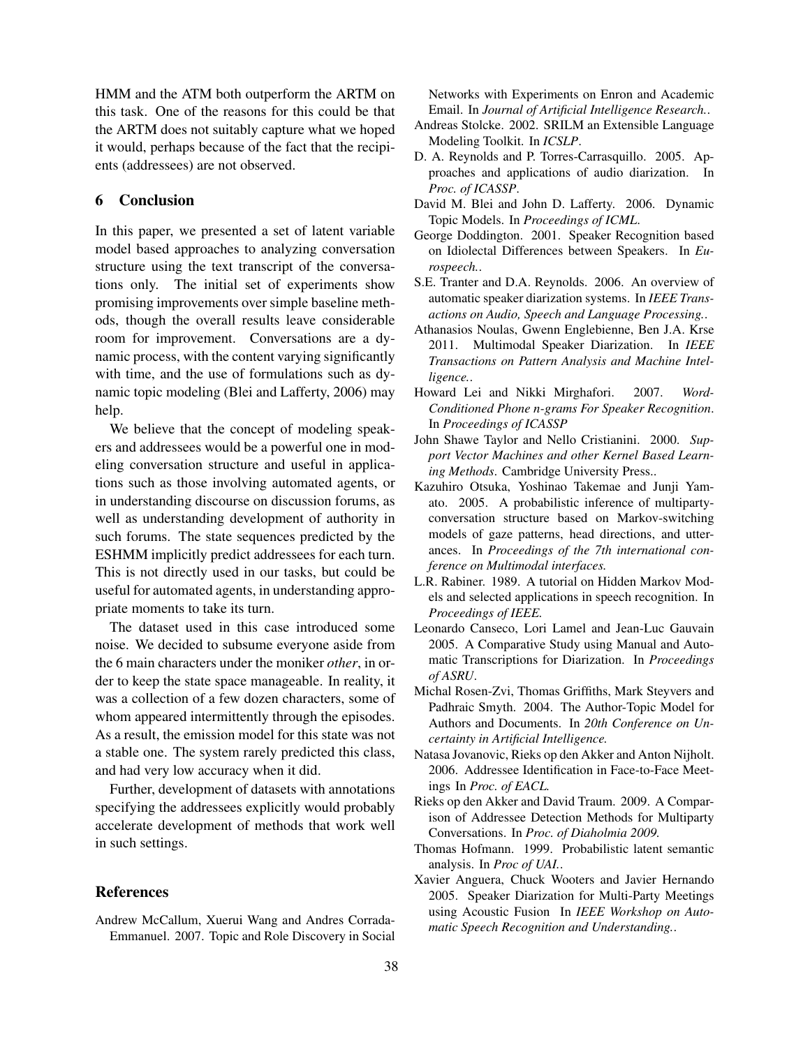HMM and the ATM both outperform the ARTM on this task. One of the reasons for this could be that the ARTM does not suitably capture what we hoped it would, perhaps because of the fact that the recipients (addressees) are not observed.

## 6 Conclusion

In this paper, we presented a set of latent variable model based approaches to analyzing conversation structure using the text transcript of the conversations only. The initial set of experiments show promising improvements over simple baseline methods, though the overall results leave considerable room for improvement. Conversations are a dynamic process, with the content varying significantly with time, and the use of formulations such as dynamic topic modeling (Blei and Lafferty, 2006) may help.

We believe that the concept of modeling speakers and addressees would be a powerful one in modeling conversation structure and useful in applications such as those involving automated agents, or in understanding discourse on discussion forums, as well as understanding development of authority in such forums. The state sequences predicted by the ESHMM implicitly predict addressees for each turn. This is not directly used in our tasks, but could be useful for automated agents, in understanding appropriate moments to take its turn.

The dataset used in this case introduced some noise. We decided to subsume everyone aside from the 6 main characters under the moniker *other*, in order to keep the state space manageable. In reality, it was a collection of a few dozen characters, some of whom appeared intermittently through the episodes. As a result, the emission model for this state was not a stable one. The system rarely predicted this class, and had very low accuracy when it did.

Further, development of datasets with annotations specifying the addressees explicitly would probably accelerate development of methods that work well in such settings.

## References

Andrew McCallum, Xuerui Wang and Andres Corrada-Emmanuel. 2007. Topic and Role Discovery in Social Networks with Experiments on Enron and Academic Email. In *Journal of Artificial Intelligence Research.*.

Andreas Stolcke. 2002. SRILM an Extensible Language Modeling Toolkit. In *ICSLP*.

D. A. Reynolds and P. Torres-Carrasquillo. 2005. Approaches and applications of audio diarization. In *Proc. of ICASSP*.

David M. Blei and John D. Lafferty. 2006. Dynamic Topic Models. In *Proceedings of ICML.*

George Doddington. 2001. Speaker Recognition based on Idiolectal Differences between Speakers. In *Eurospeech.*.

S.E. Tranter and D.A. Reynolds. 2006. An overview of automatic speaker diarization systems. In *IEEE Transactions on Audio, Speech and Language Processing.*.

Athanasios Noulas, Gwenn Englebienne, Ben J.A. Krse 2011. Multimodal Speaker Diarization. In *IEEE Transactions on Pattern Analysis and Machine Intelligence.*.

Howard Lei and Nikki Mirghafori. 2007. *Word-Conditioned Phone n-grams For Speaker Recognition*. In *Proceedings of ICASSP*

John Shawe Taylor and Nello Cristianini. 2000. *Support Vector Machines and other Kernel Based Learning Methods*. Cambridge University Press..

Kazuhiro Otsuka, Yoshinao Takemae and Junji Yamato. 2005. A probabilistic inference of multiparty-conversation structure based on Markov-switching models of gaze patterns, head directions, and utterances. In *Proceedings of the 7th international conference on Multimodal interfaces.*

L.R. Rabiner. 1989. A tutorial on Hidden Markov Models and selected applications in speech recognition. In *Proceedings of IEEE.*

Leonardo Canseco, Lori Lamel and Jean-Luc Gauvain 2005. A Comparative Study using Manual and Automatic Transcriptions for Diarization. In *Proceedings of ASRU*.

Michal Rosen-Zvi, Thomas Griffiths, Mark Steyvers and Padhraic Smyth. 2004. The Author-Topic Model for Authors and Documents. In *20th Conference on Uncertainty in Artificial Intelligence.*

Natasa Jovanovic, Rieks op den Akker and Anton Nijholt. 2006. Addressee Identification in Face-to-Face Meetings In *Proc. of EACL.*

Rieks op den Akker and David Traum. 2009. A Comparison of Addressee Detection Methods for Multiparty Conversations. In *Proc. of Diaholmia 2009.*

Thomas Hofmann. 1999. Probabilistic latent semantic analysis. In *Proc of UAI.*.

Xavier Anguera, Chuck Wooters and Javier Hernando 2005. Speaker Diarization for Multi-Party Meetings using Acoustic Fusion In *IEEE Workshop on Automatic Speech Recognition and Understanding.*.